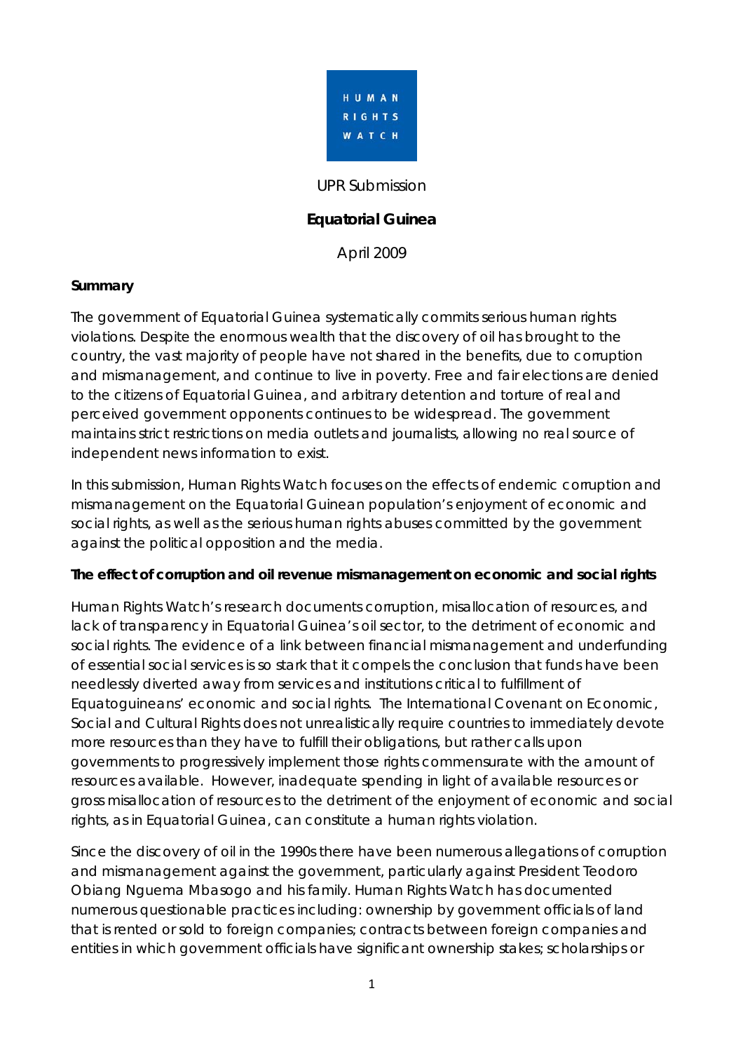HUMAN RIGHTS WATCH

UPR Submission

**Equatorial Guinea**

April 2009

**Summary**

The government of Equatorial Guinea systematically commits serious human rights violations. Despite the enormous wealth that the discovery of oil has brought to the country, the vast majority of people have not shared in the benefits, due to corruption and mismanagement, and continue to live in poverty. Free and fair elections are denied to the citizens of Equatorial Guinea, and arbitrary detention and torture of real and perceived government opponents continues to be widespread. The government maintains strict restrictions on media outlets and journalists, allowing no real source of independent news information to exist.

In this submission, Human Rights Watch focuses on the effects of endemic corruption and mismanagement on the Equatorial Guinean population's enjoyment of economic and social rights, as well as the serious human rights abuses committed by the government against the political opposition and the media.

**The effect of corruption and oil revenue mismanagement on economic and social rights**

Human Rights Watch's research documents corruption, misallocation of resources, and lack of transparency in Equatorial Guinea's oil sector, to the detriment of economic and social rights. The evidence of a link between financial mismanagement and underfunding of essential social services is so stark that it compels the conclusion that funds have been needlessly diverted away from services and institutions critical to fulfillment of Equatoguineans' economic and social rights. The International Covenant on Economic, Social and Cultural Rights does not unrealistically require countries to immediately devote more resources than they have to fulfill their obligations, but rather calls upon governments to progressively implement those rights commensurate with the amount of resources available. However, inadequate spending in light of available resources or gross misallocation of resources to the detriment of the enjoyment of economic and social rights, as in Equatorial Guinea, can constitute a human rights violation.

Since the discovery of oil in the 1990s there have been numerous allegations of corruption and mismanagement against the government, particularly against President Teodoro Obiang Nguema Mbasogo and his family. Human Rights Watch has documented numerous questionable practices including: ownership by government officials of land that is rented or sold to foreign companies; contracts between foreign companies and entities in which government officials have significant ownership stakes; scholarships or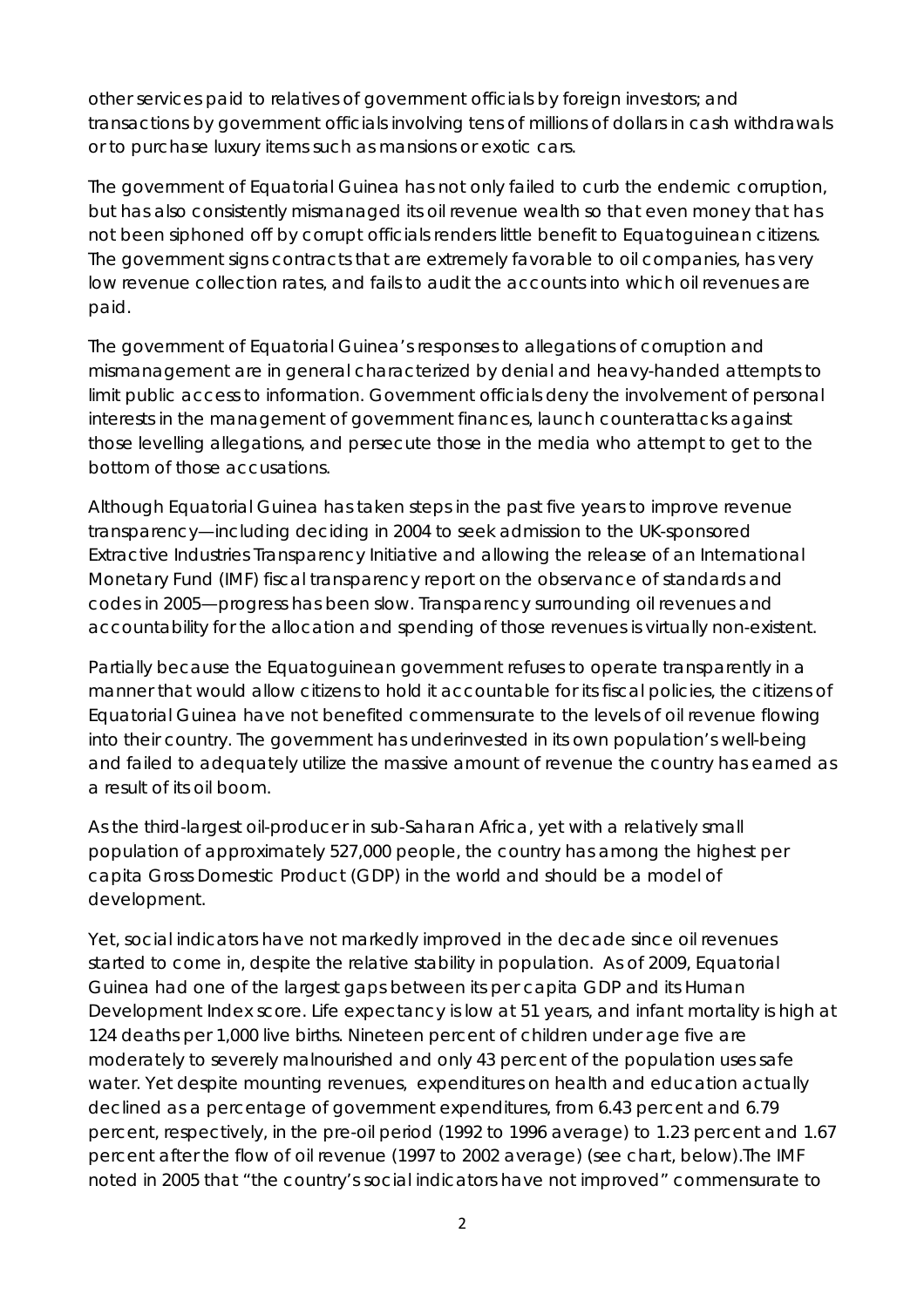other services paid to relatives of government officials by foreign investors; and transactions by government officials involving tens of millions of dollars in cash withdrawals or to purchase luxury items such as mansions or exotic cars.

The government of Equatorial Guinea has not only failed to curb the endemic corruption, but has also consistently mismanaged its oil revenue wealth so that even money that has not been siphoned off by corrupt officials renders little benefit to Equatoguinean citizens. The government signs contracts that are extremely favorable to oil companies, has very low revenue collection rates, and fails to audit the accounts into which oil revenues are paid.

The government of Equatorial Guinea's responses to allegations of corruption and mismanagement are in general characterized by denial and heavy-handed attempts to limit public access to information. Government officials deny the involvement of personal interests in the management of government finances, launch counterattacks against those levelling allegations, and persecute those in the media who attempt to get to the bottom of those accusations.

Although Equatorial Guinea has taken steps in the past five years to improve revenue transparency—including deciding in 2004 to seek admission to the UK-sponsored Extractive Industries Transparency Initiative and allowing the release of an International Monetary Fund (IMF) fiscal transparency report on the observance of standards and codes in 2005—progress has been slow. Transparency surrounding oil revenues and accountability for the allocation and spending of those revenues is virtually non-existent.

Partially because the Equatoguinean government refuses to operate transparently in a manner that would allow citizens to hold it accountable for its fiscal policies, the citizens of Equatorial Guinea have not benefited commensurate to the levels of oil revenue flowing into their country. The government has underinvested in its own population's well-being and failed to adequately utilize the massive amount of revenue the country has earned as a result of its oil boom.

As the third-largest oil-producer in sub-Saharan Africa, yet with a relatively small population of approximately 527,000 people, the country has among the highest per capita Gross Domestic Product (GDP) in the world and should be a model of development.

Yet, social indicators have not markedly improved in the decade since oil revenues started to come in, despite the relative stability in population. As of 2009, Equatorial Guinea had one of the largest gaps between its per capita GDP and its Human Development Index score. Life expectancy is low at 51 years, and infant mortality is high at 124 deaths per 1,000 live births. Nineteen percent of children under age five are moderately to severely malnourished and only 43 percent of the population uses safe water. Yet despite mounting revenues, expenditures on health and education actually declined as a percentage of government expenditures, from 6.43 percent and 6.79 percent, respectively, in the pre-oil period (1992 to 1996 average) to 1.23 percent and 1.67 percent after the flow of oil revenue (1997 to 2002 average) (see chart, below).The IMF noted in 2005 that "the country's social indicators have not improved" commensurate to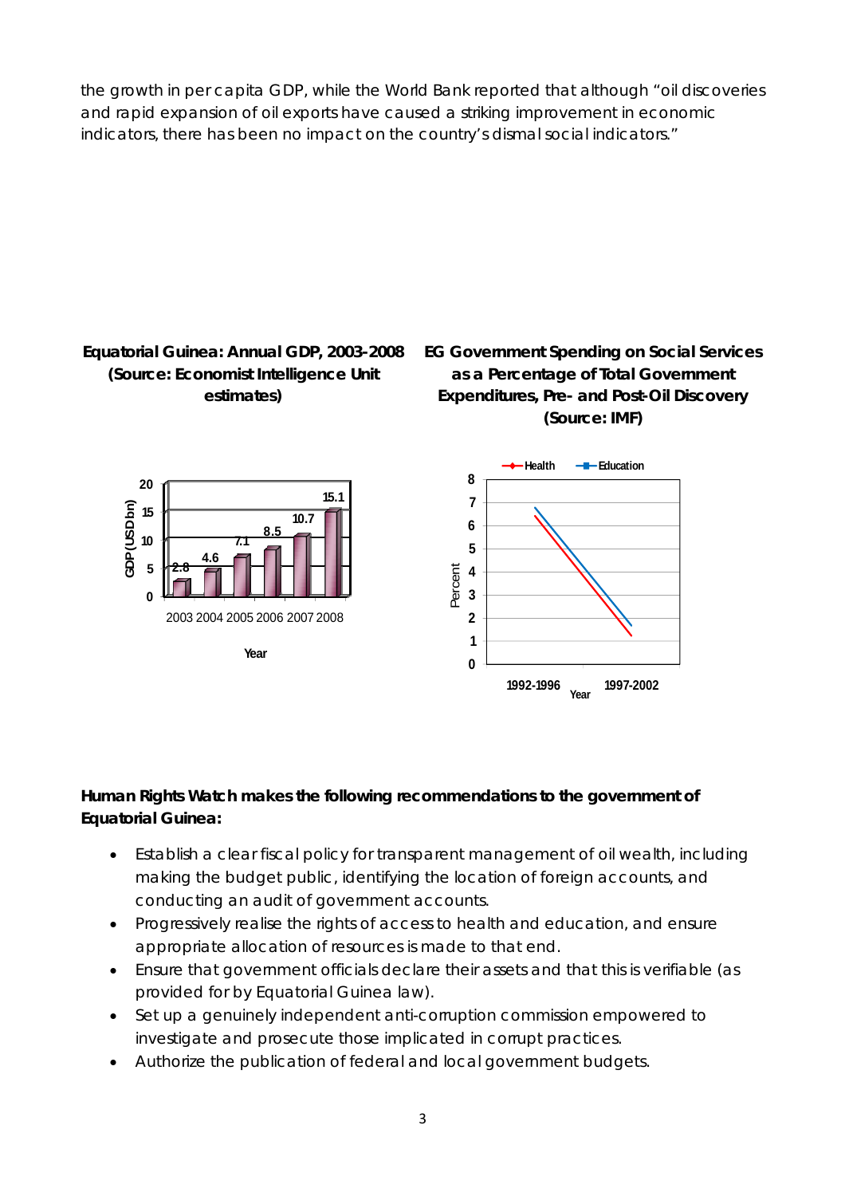the growth in per capita GDP, while the World Bank reported that although "oil discoveries and rapid expansion of oil exports have caused a striking improvement in economic indicators, there has been no impact on the country's dismal social indicators."

**Equatorial Guinea: Annual GDP, 2003-2008 (Source: Economist Intelligence Unit estimates)**

**EG Government Spending on Social Services as a Percentage of Total Government Expenditures, Pre- and Post-Oil Discovery (Source: IMF)**

**Human Rights Watch makes the following recommendations to the government of Equatorial Guinea:**

- Establish a clear fiscal policy for transparent management of oil wealth, including making the budget public, identifying the location of foreign accounts, and conducting an audit of government accounts.
- Progressively realise the rights of access to health and education, and ensure appropriate allocation of resources is made to that end.
- Ensure that government officials declare their assets and that this is verifiable (as provided for by Equatorial Guinea law).
- Set up a genuinely independent anti-corruption commission empowered to investigate and prosecute those implicated in corrupt practices.
- Authorize the publication of federal and local government budgets.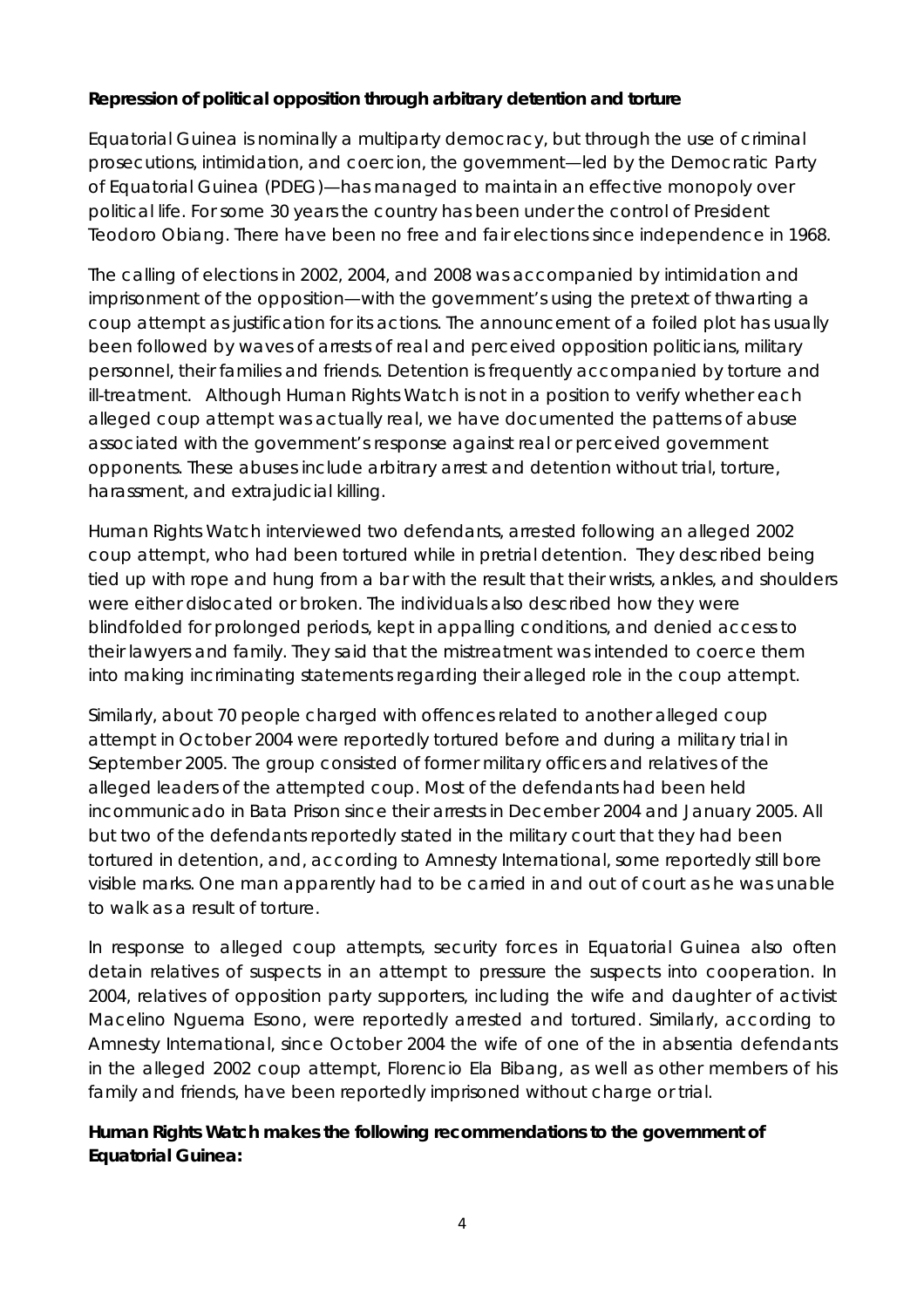**Repression of political opposition through arbitrary detention and torture**

Equatorial Guinea is nominally a multiparty democracy, but through the use of criminal prosecutions, intimidation, and coercion, the government—led by the Democratic Party of Equatorial Guinea (PDEG)—has managed to maintain an effective monopoly over political life. For some 30 years the country has been under the control of President Teodoro Obiang. There have been no free and fair elections since independence in 1968.

The calling of elections in 2002, 2004, and 2008 was accompanied by intimidation and imprisonment of the opposition—with the government's using the pretext of thwarting a coup attempt as justification for its actions. The announcement of a foiled plot has usually been followed by waves of arrests of real and perceived opposition politicians, military personnel, their families and friends. Detention is frequently accompanied by torture and ill-treatment. Although Human Rights Watch is not in a position to verify whether each alleged coup attempt was actually real, we have documented the patterns of abuse associated with the government's response against real or perceived government opponents. These abuses include arbitrary arrest and detention without trial, torture, harassment, and extrajudicial killing.

Human Rights Watch interviewed two defendants, arrested following an alleged 2002 coup attempt, who had been tortured while in pretrial detention. They described being tied up with rope and hung from a bar with the result that their wrists, ankles, and shoulders were either dislocated or broken. The individuals also described how they were blindfolded for prolonged periods, kept in appalling conditions, and denied access to their lawyers and family. They said that the mistreatment was intended to coerce them into making incriminating statements regarding their alleged role in the coup attempt.

Similarly, about 70 people charged with offences related to another alleged coup attempt in October 2004 were reportedly tortured before and during a military trial in September 2005. The group consisted of former military officers and relatives of the alleged leaders of the attempted coup. Most of the defendants had been held incommunicado in Bata Prison since their arrests in December 2004 and January 2005. All but two of the defendants reportedly stated in the military court that they had been tortured in detention, and, according to Amnesty International, some reportedly still bore visible marks. One man apparently had to be carried in and out of court as he was unable to walk as a result of torture.

In response to alleged coup attempts, security forces in Equatorial Guinea also often detain relatives of suspects in an attempt to pressure the suspects into cooperation. In 2004, relatives of opposition party supporters, including the wife and daughter of activist Macelino Nguema Esono, were reportedly arrested and tortured. Similarly, according to Amnesty International, since October 2004 the wife of one of the in absentia defendants in the alleged 2002 coup attempt, Florencio Ela Bibang, as well as other members of his family and friends, have been reportedly imprisoned without charge or trial.

**Human Rights Watch makes the following recommendations to the government of Equatorial Guinea:**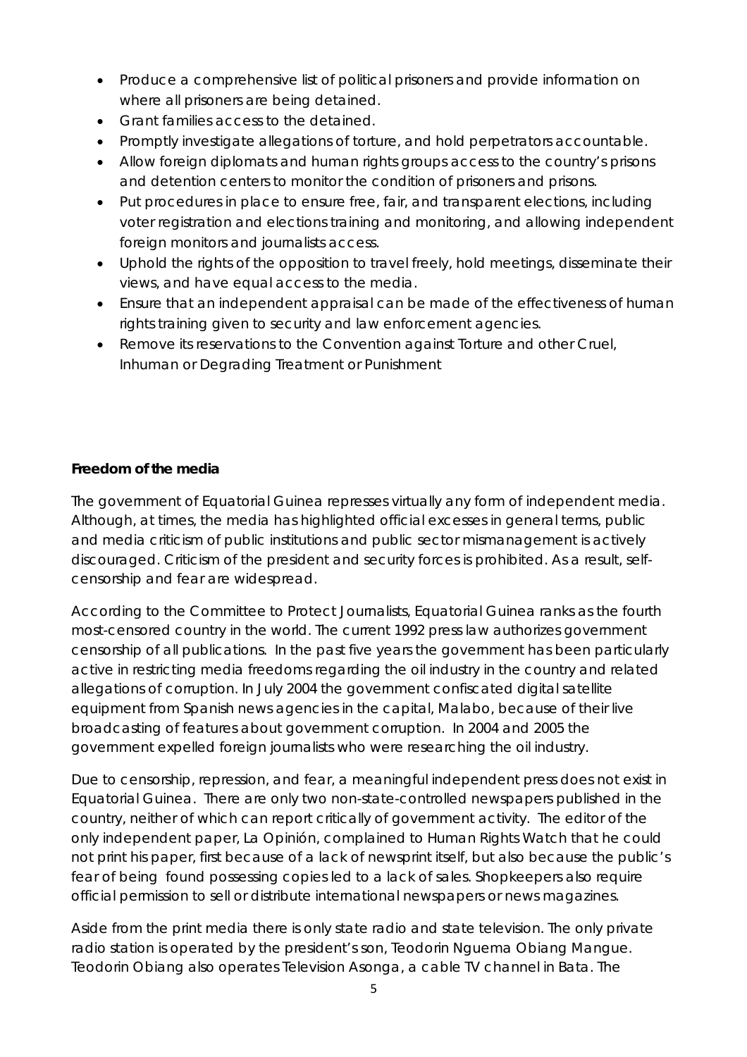- Produce a comprehensive list of political prisoners and provide information on where all prisoners are being detained.
- Grant families access to the detained.
- Promptly investigate allegations of torture, and hold perpetrators accountable.
- Allow foreign diplomats and human rights groups access to the country's prisons and detention centers to monitor the condition of prisoners and prisons.
- Put procedures in place to ensure free, fair, and transparent elections, including voter registration and elections training and monitoring, and allowing independent foreign monitors and journalists access.
- Uphold the rights of the opposition to travel freely, hold meetings, disseminate their views, and have equal access to the media.
- Ensure that an independent appraisal can be made of the effectiveness of human rights training given to security and law enforcement agencies.
- Remove its reservations to the Convention against Torture and other Cruel, Inhuman or Degrading Treatment or Punishment

**Freedom of the media**

The government of Equatorial Guinea represses virtually any form of independent media. Although, at times, the media has highlighted official excesses in general terms, public and media criticism of public institutions and public sector mismanagement is actively discouraged. Criticism of the president and security forces is prohibited. As a result, self-censorship and fear are widespread.

According to the Committee to Protect Journalists, Equatorial Guinea ranks as the fourth most-censored country in the world. The current 1992 press law authorizes government censorship of all publications. In the past five years the government has been particularly active in restricting media freedoms regarding the oil industry in the country and related allegations of corruption. In July 2004 the government confiscated digital satellite equipment from Spanish news agencies in the capital, Malabo, because of their live broadcasting of features about government corruption. In 2004 and 2005 the government expelled foreign journalists who were researching the oil industry.

Due to censorship, repression, and fear, a meaningful independent press does not exist in Equatorial Guinea. There are only two non-state-controlled newspapers published in the country, neither of which can report critically of government activity. The editor of the only independent paper, La Opinión, complained to Human Rights Watch that he could not print his paper, first because of a lack of newsprint itself, but also because the public's fear of being found possessing copies led to a lack of sales. Shopkeepers also require official permission to sell or distribute international newspapers or news magazines.

Aside from the print media there is only state radio and state television. The only private radio station is operated by the president's son, Teodorin Nguema Obiang Mangue. Teodorin Obiang also operates Television Asonga, a cable TV channel in Bata. The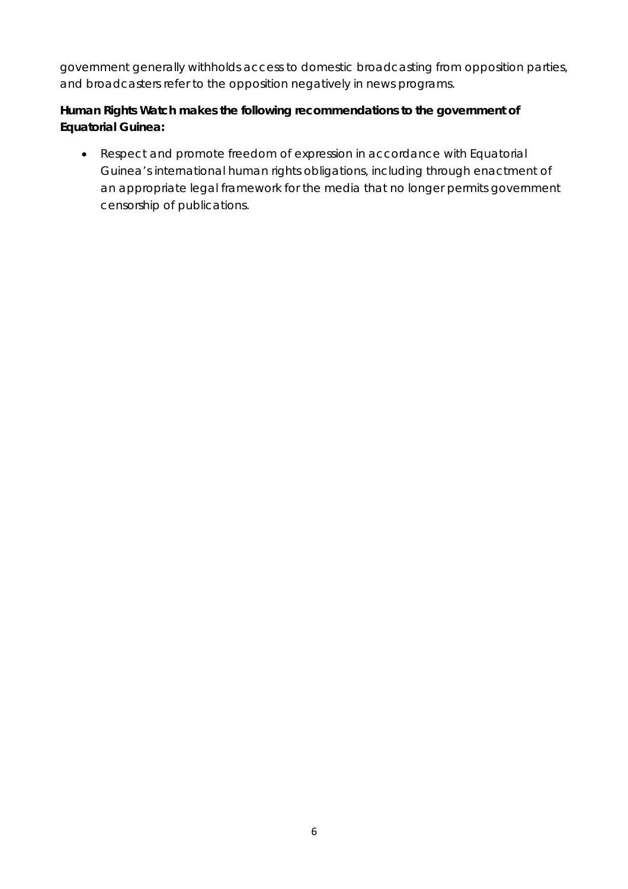government generally withholds access to domestic broadcasting from opposition parties, and broadcasters refer to the opposition negatively in news programs.

**Human Rights Watch makes the following recommendations to the government of Equatorial Guinea:**

- Respect and promote freedom of expression in accordance with Equatorial Guinea's international human rights obligations, including through enactment of an appropriate legal framework for the media that no longer permits government censorship of publications.